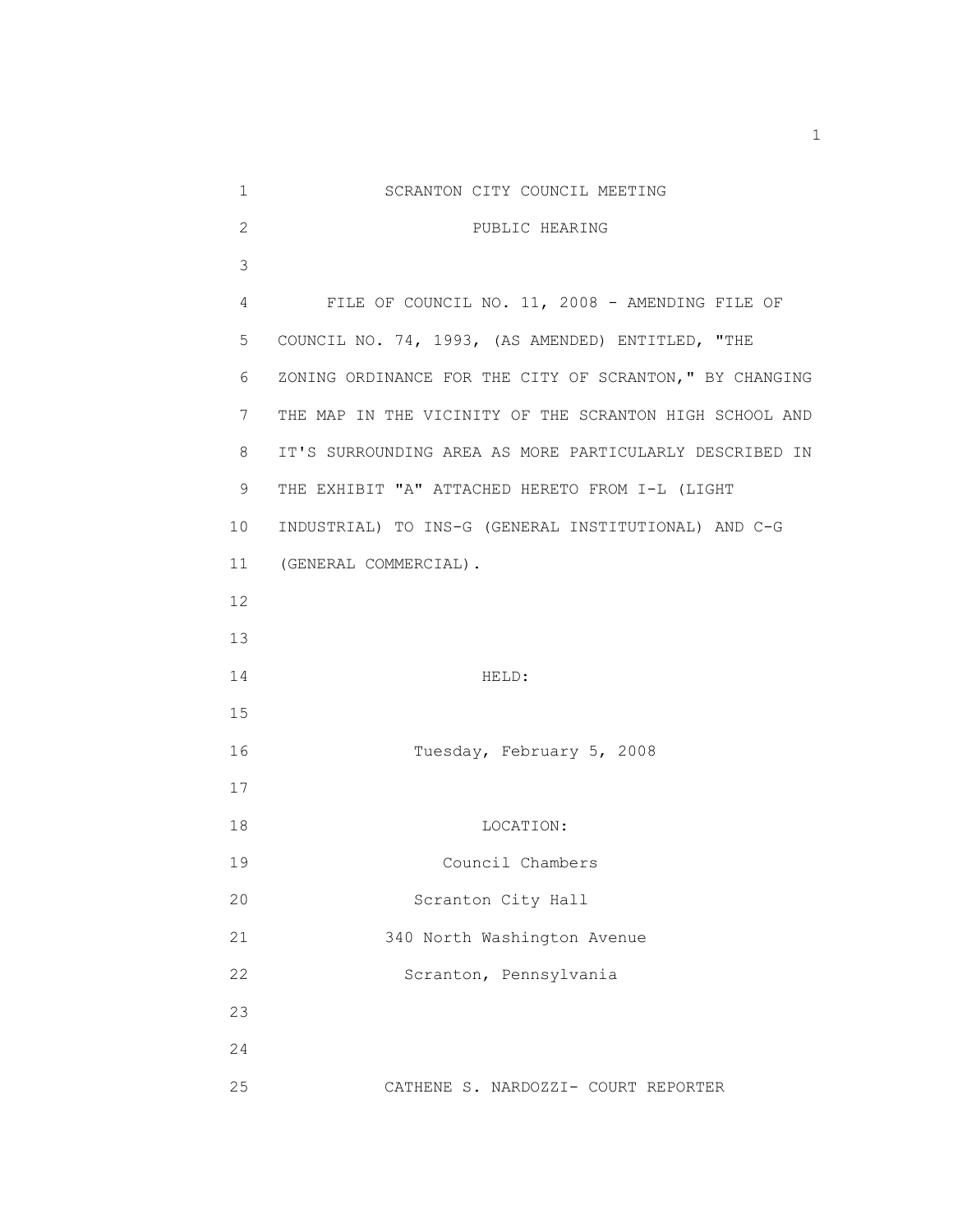# SCRANTON CITY COUNCIL MEETING

## PUBLIC HEARING

FILE OF COUNCIL NO. 11, 2008 - AMENDING FILE OF COUNCIL NO. 74, 1993, (AS AMENDED) ENTITLED, "THE ZONING ORDINANCE FOR THE CITY OF SCRANTON," BY CHANGING THE MAP IN THE VICINITY OF THE SCRANTON HIGH SCHOOL AND IT'S SURROUNDING AREA AS MORE PARTICULARLY DESCRIBED IN THE EXHIBIT "A" ATTACHED HERETO FROM I-L (LIGHT INDUSTRIAL) TO INS-G (GENERAL INSTITUTIONAL) AND C-G (GENERAL COMMERCIAL).

HELD:

Tuesday, February 5, 2008

LOCATION:

Council Chambers
Scranton City Hall
340 North Washington Avenue
Scranton, Pennsylvania

CATHENE S. NARDOZZI- COURT REPORTER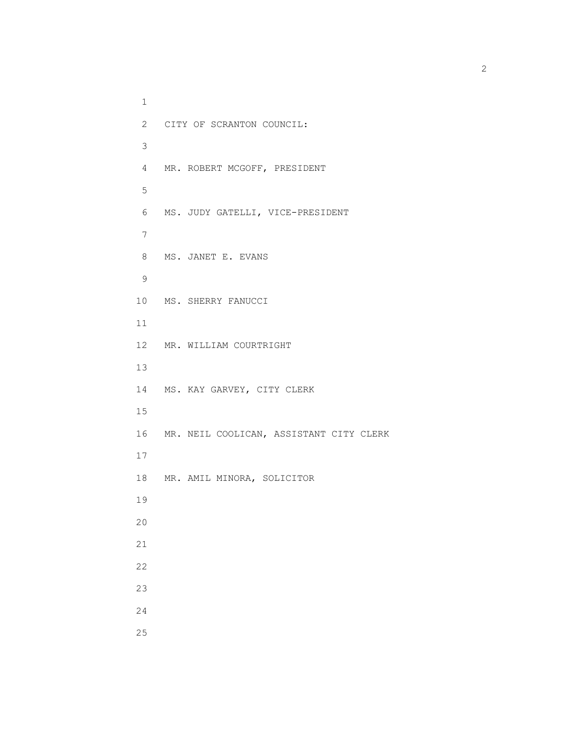CITY OF SCRANTON COUNCIL:

MR. ROBERT MCGOFF, PRESIDENT

MS. JUDY GATELLI, VICE-PRESIDENT

MS. JANET E. EVANS

MS. SHERRY FANUCCI

MR. WILLIAM COURTRIGHT

MS. KAY GARVEY, CITY CLERK

MR. NEIL COOLICAN, ASSISTANT CITY CLERK

MR. AMIL MINORA, SOLICITOR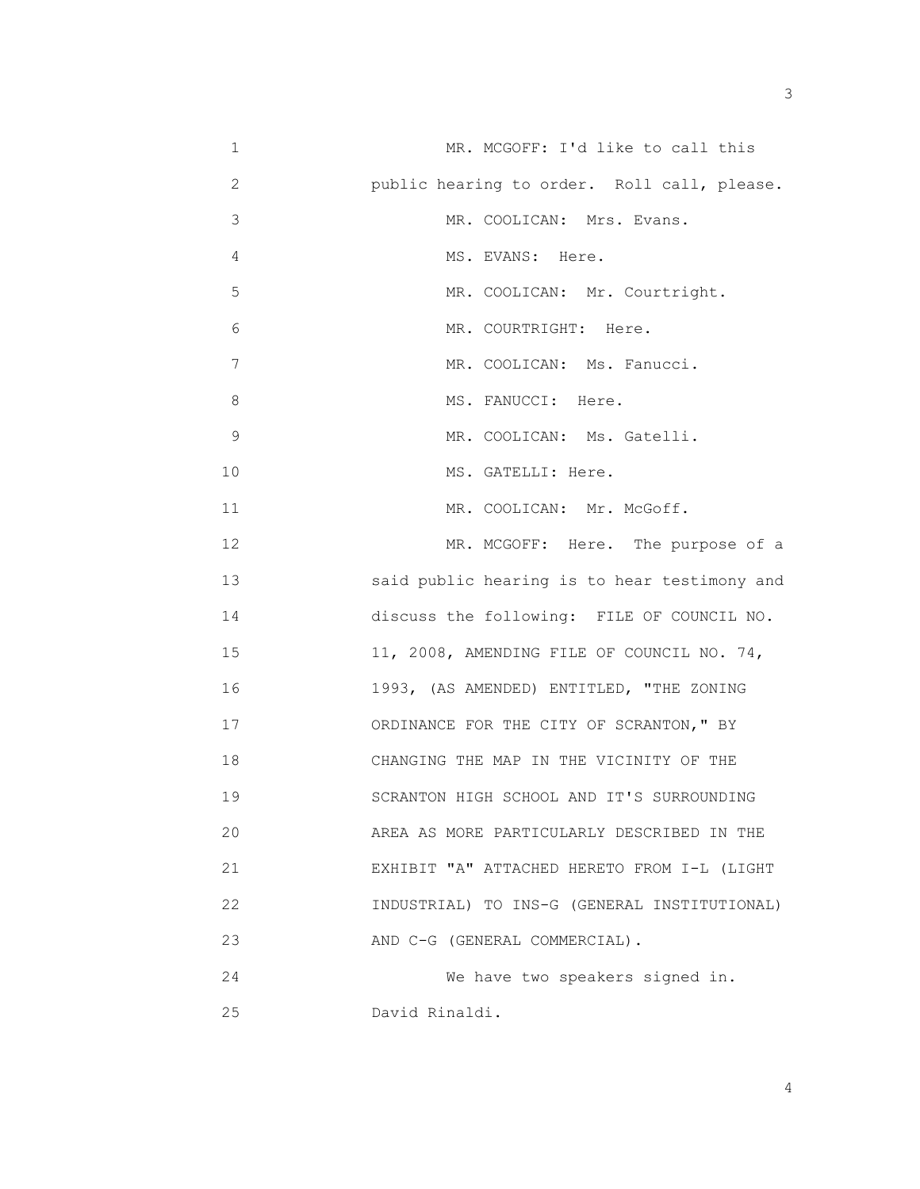MR. MCGOFF: I'd like to call this public hearing to order. Roll call, please.

MR. COOLICAN: Mrs. Evans.

MS. EVANS: Here.

MR. COOLICAN: Mr. Courtright.

MR. COURTRIGHT: Here.

MR. COOLICAN: Ms. Fanucci.

MS. FANUCCI: Here.

MR. COOLICAN: Ms. Gatelli.

MS. GATELLI: Here.

MR. COOLICAN: Mr. McGoff.

MR. MCGOFF: Here. The purpose of a said public hearing is to hear testimony and discuss the following: FILE OF COUNCIL NO. 11, 2008, AMENDING FILE OF COUNCIL NO. 74, 1993, (AS AMENDED) ENTITLED, "THE ZONING ORDINANCE FOR THE CITY OF SCRANTON," BY CHANGING THE MAP IN THE VICINITY OF THE SCRANTON HIGH SCHOOL AND IT'S SURROUNDING AREA AS MORE PARTICULARLY DESCRIBED IN THE EXHIBIT "A" ATTACHED HERETO FROM I-L (LIGHT INDUSTRIAL) TO INS-G (GENERAL INSTITUTIONAL) AND C-G (GENERAL COMMERCIAL).

We have two speakers signed in. David Rinaldi.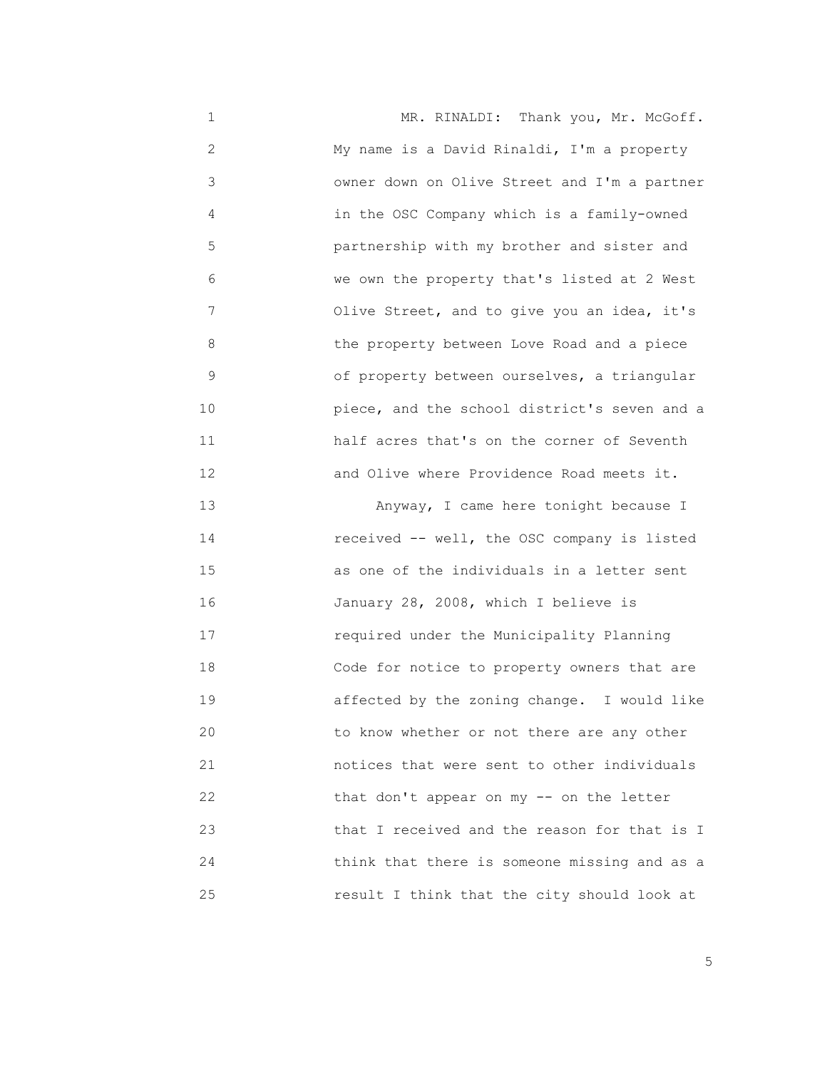MR. RINALDI: Thank you, Mr. McGoff. My name is a David Rinaldi, I'm a property owner down on Olive Street and I'm a partner in the OSC Company which is a family-owned partnership with my brother and sister and we own the property that's listed at 2 West Olive Street, and to give you an idea, it's the property between Love Road and a piece of property between ourselves, a triangular piece, and the school district's seven and a half acres that's on the corner of Seventh and Olive where Providence Road meets it.

Anyway, I came here tonight because I received -- well, the OSC company is listed as one of the individuals in a letter sent January 28, 2008, which I believe is required under the Municipality Planning Code for notice to property owners that are affected by the zoning change. I would like to know whether or not there are any other notices that were sent to other individuals that don't appear on my -- on the letter that I received and the reason for that is I think that there is someone missing and as a result I think that the city should look at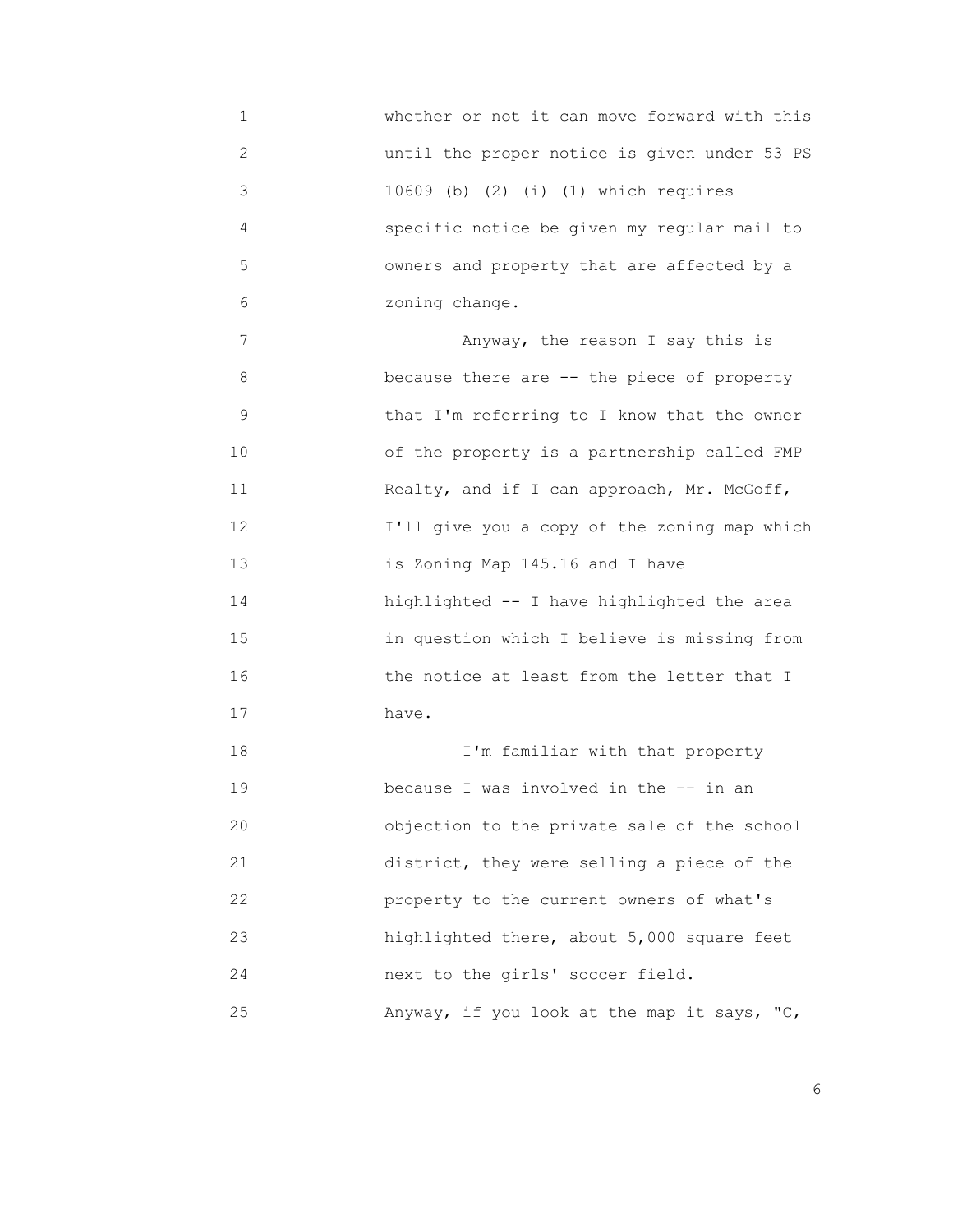whether or not it can move forward with this until the proper notice is given under 53 PS 10609 (b) (2) (i) (1) which requires specific notice be given my regular mail to owners and property that are affected by a zoning change.

Anyway, the reason I say this is because there are -- the piece of property that I'm referring to I know that the owner of the property is a partnership called FMP Realty, and if I can approach, Mr. McGoff, I'll give you a copy of the zoning map which is Zoning Map 145.16 and I have highlighted -- I have highlighted the area in question which I believe is missing from the notice at least from the letter that I have.

I'm familiar with that property because I was involved in the -- in an objection to the private sale of the school district, they were selling a piece of the property to the current owners of what's highlighted there, about 5,000 square feet next to the girls' soccer field.

Anyway, if you look at the map it says, "C,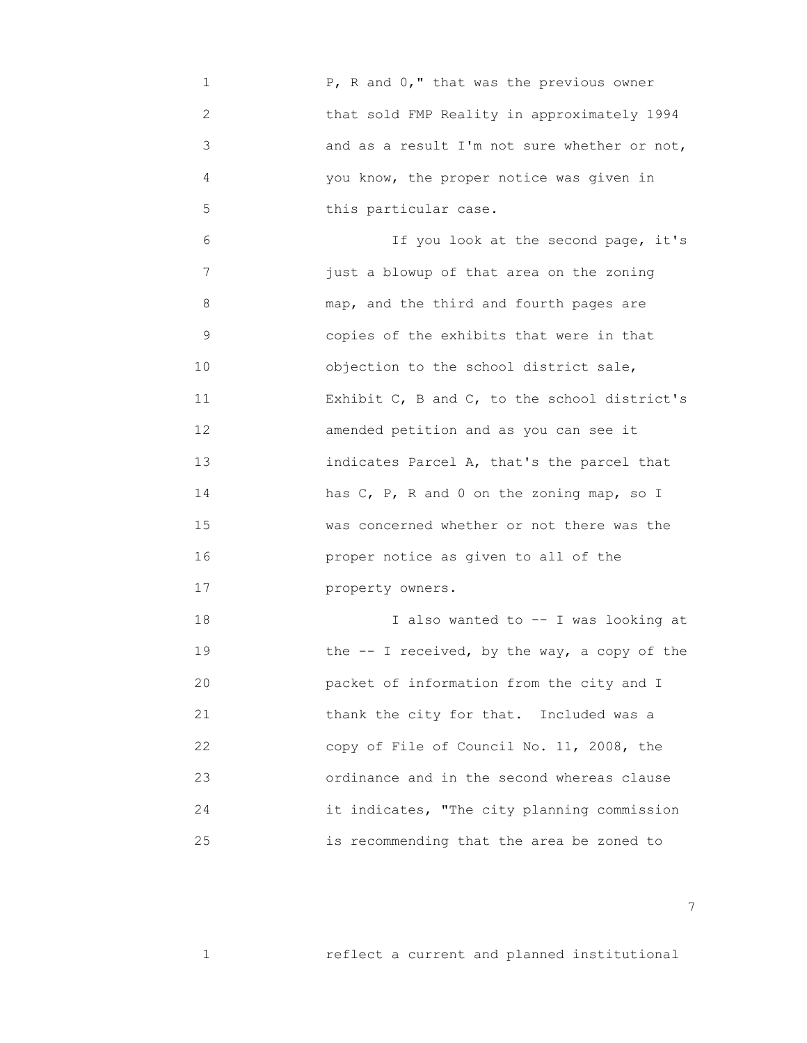P, R and 0," that was the previous owner that sold FMP Reality in approximately 1994 and as a result I'm not sure whether or not, you know, the proper notice was given in this particular case.

If you look at the second page, it's just a blowup of that area on the zoning map, and the third and fourth pages are copies of the exhibits that were in that objection to the school district sale, Exhibit C, B and C, to the school district's amended petition and as you can see it indicates Parcel A, that's the parcel that has C, P, R and 0 on the zoning map, so I was concerned whether or not there was the proper notice as given to all of the property owners.

I also wanted to -- I was looking at the -- I received, by the way, a copy of the packet of information from the city and I thank the city for that. Included was a copy of File of Council No. 11, 2008, the ordinance and in the second whereas clause it indicates, "The city planning commission is recommending that the area be zoned to

reflect a current and planned institutional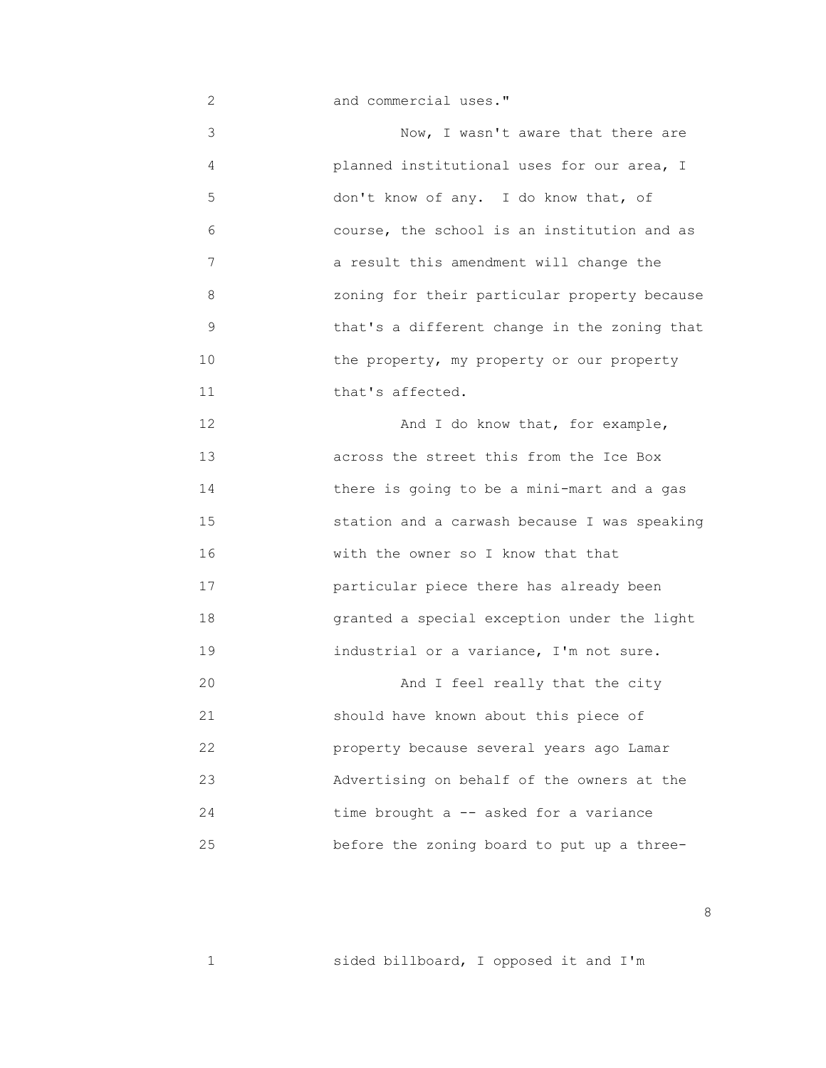and commercial uses."

Now, I wasn't aware that there are planned institutional uses for our area, I don't know of any. I do know that, of course, the school is an institution and as a result this amendment will change the zoning for their particular property because that's a different change in the zoning that the property, my property or our property that's affected.

And I do know that, for example, across the street this from the Ice Box there is going to be a mini-mart and a gas station and a carwash because I was speaking with the owner so I know that that particular piece there has already been granted a special exception under the light industrial or a variance, I'm not sure.

And I feel really that the city should have known about this piece of property because several years ago Lamar Advertising on behalf of the owners at the time brought a -- asked for a variance before the zoning board to put up a three-

sided billboard, I opposed it and I'm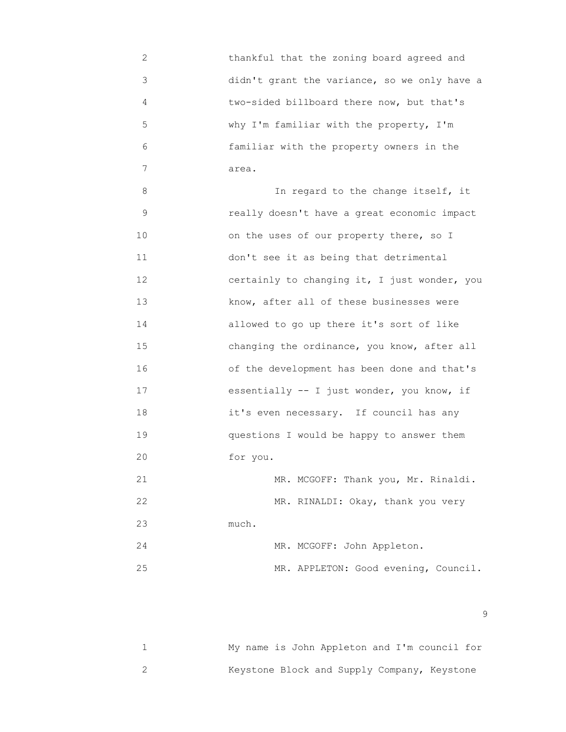thankful that the zoning board agreed and didn't grant the variance, so we only have a two-sided billboard there now, but that's why I'm familiar with the property, I'm familiar with the property owners in the area.

In regard to the change itself, it really doesn't have a great economic impact on the uses of our property there, so I don't see it as being that detrimental certainly to changing it, I just wonder, you know, after all of these businesses were allowed to go up there it's sort of like changing the ordinance, you know, after all of the development has been done and that's essentially -- I just wonder, you know, if it's even necessary. If council has any questions I would be happy to answer them for you.

MR. MCGOFF: Thank you, Mr. Rinaldi.

MR. RINALDI: Okay, thank you very much.

MR. MCGOFF: John Appleton.

MR. APPLETON: Good evening, Council. My name is John Appleton and I'm council for Keystone Block and Supply Company, Keystone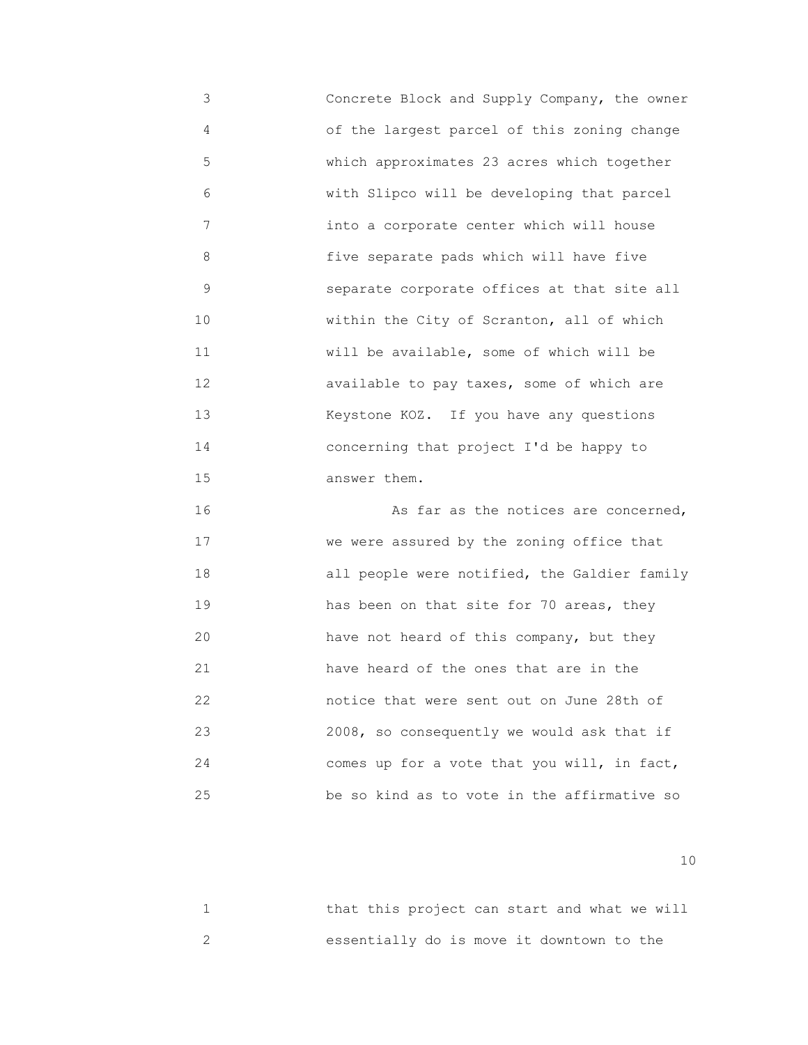Concrete Block and Supply Company, the owner of the largest parcel of this zoning change which approximates 23 acres which together with Slipco will be developing that parcel into a corporate center which will house five separate pads which will have five separate corporate offices at that site all within the City of Scranton, all of which will be available, some of which will be available to pay taxes, some of which are Keystone KOZ. If you have any questions concerning that project I'd be happy to answer them.

As far as the notices are concerned, we were assured by the zoning office that all people were notified, the Galdier family has been on that site for 70 areas, they have not heard of this company, but they have heard of the ones that are in the notice that were sent out on June 28th of 2008, so consequently we would ask that if comes up for a vote that you will, in fact, be so kind as to vote in the affirmative so that this project can start and what we will essentially do is move it downtown to the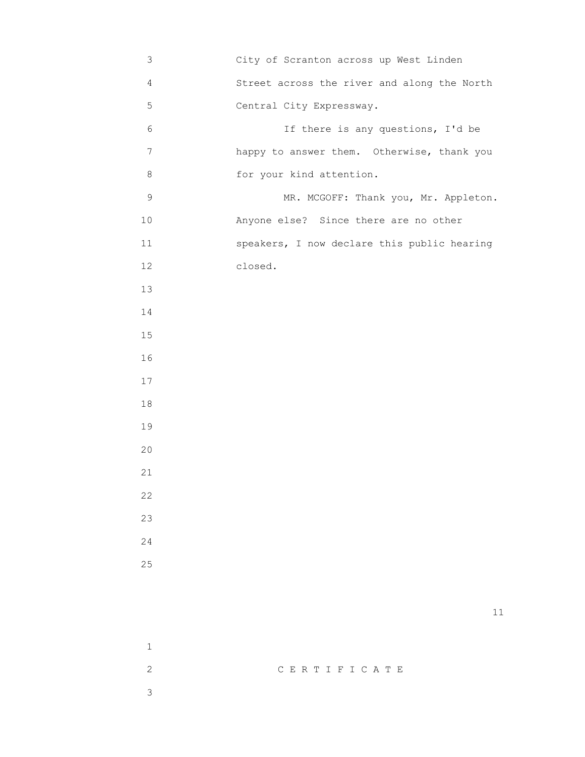City of Scranton across up West Linden Street across the river and along the North Central City Expressway.

If there is any questions, I'd be happy to answer them. Otherwise, thank you for your kind attention.

MR. MCGOFF: Thank you, Mr. Appleton. Anyone else? Since there are no other speakers, I now declare this public hearing closed.

C E R T I F I C A T E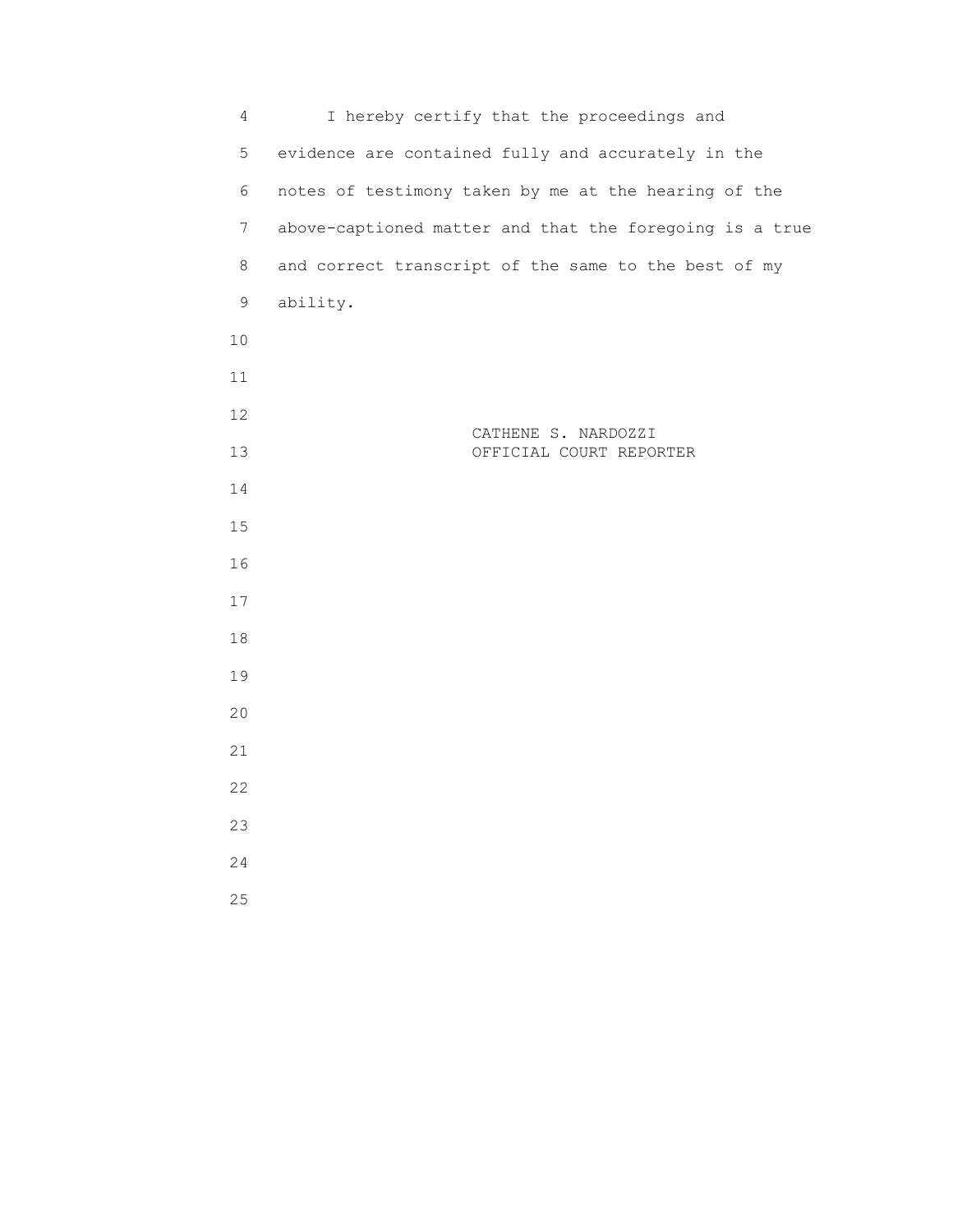I hereby certify that the proceedings and evidence are contained fully and accurately in the notes of testimony taken by me at the hearing of the above-captioned matter and that the foregoing is a true and correct transcript of the same to the best of my ability.

CATHENE S. NARDOZZI
OFFICIAL COURT REPORTER